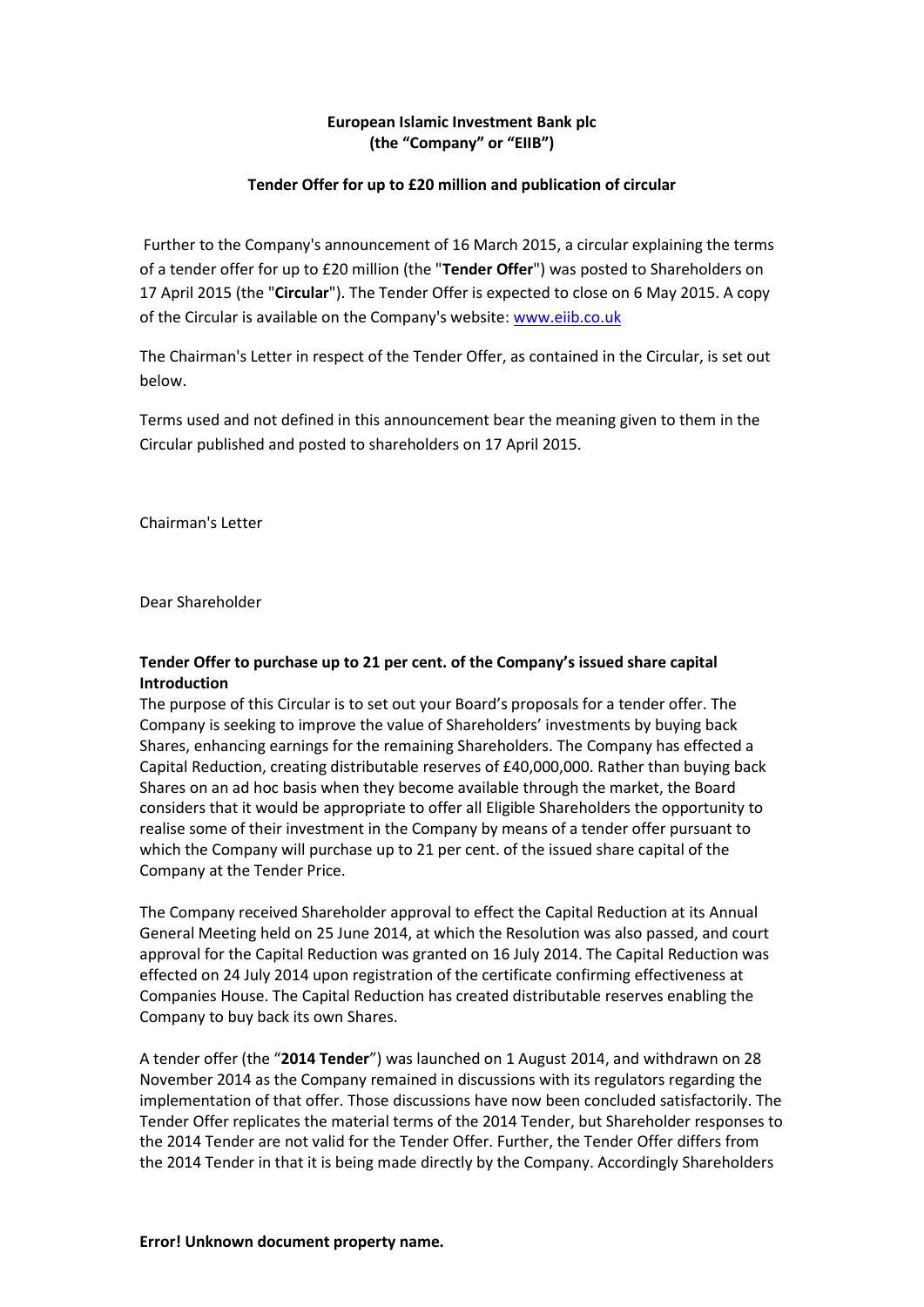**European Islamic Investment Bank plc**
**(the "Company" or "EIIB")**

**Tender Offer for up to £20 million and publication of circular**

Further to the Company's announcement of 16 March 2015, a circular explaining the terms of a tender offer for up to £20 million (the "**Tender Offer**") was posted to Shareholders on 17 April 2015 (the "**Circular**"). The Tender Offer is expected to close on 6 May 2015. A copy of the Circular is available on the Company's website: [www.eiib.co.uk](http://www.eiib.co.uk)

The Chairman's Letter in respect of the Tender Offer, as contained in the Circular, is set out below.

Terms used and not defined in this announcement bear the meaning given to them in the Circular published and posted to shareholders on 17 April 2015.

Chairman's Letter

Dear Shareholder

**Tender Offer to purchase up to 21 per cent. of the Company's issued share capital**

**Introduction**

The purpose of this Circular is to set out your Board's proposals for a tender offer. The Company is seeking to improve the value of Shareholders' investments by buying back Shares, enhancing earnings for the remaining Shareholders. The Company has effected a Capital Reduction, creating distributable reserves of £40,000,000. Rather than buying back Shares on an ad hoc basis when they become available through the market, the Board considers that it would be appropriate to offer all Eligible Shareholders the opportunity to realise some of their investment in the Company by means of a tender offer pursuant to which the Company will purchase up to 21 per cent. of the issued share capital of the Company at the Tender Price.

The Company received Shareholder approval to effect the Capital Reduction at its Annual General Meeting held on 25 June 2014, at which the Resolution was also passed, and court approval for the Capital Reduction was granted on 16 July 2014. The Capital Reduction was effected on 24 July 2014 upon registration of the certificate confirming effectiveness at Companies House. The Capital Reduction has created distributable reserves enabling the Company to buy back its own Shares.

A tender offer (the "**2014 Tender**") was launched on 1 August 2014, and withdrawn on 28 November 2014 as the Company remained in discussions with its regulators regarding the implementation of that offer. Those discussions have now been concluded satisfactorily. The Tender Offer replicates the material terms of the 2014 Tender, but Shareholder responses to the 2014 Tender are not valid for the Tender Offer. Further, the Tender Offer differs from the 2014 Tender in that it is being made directly by the Company. Accordingly Shareholders

**Error! Unknown document property name.**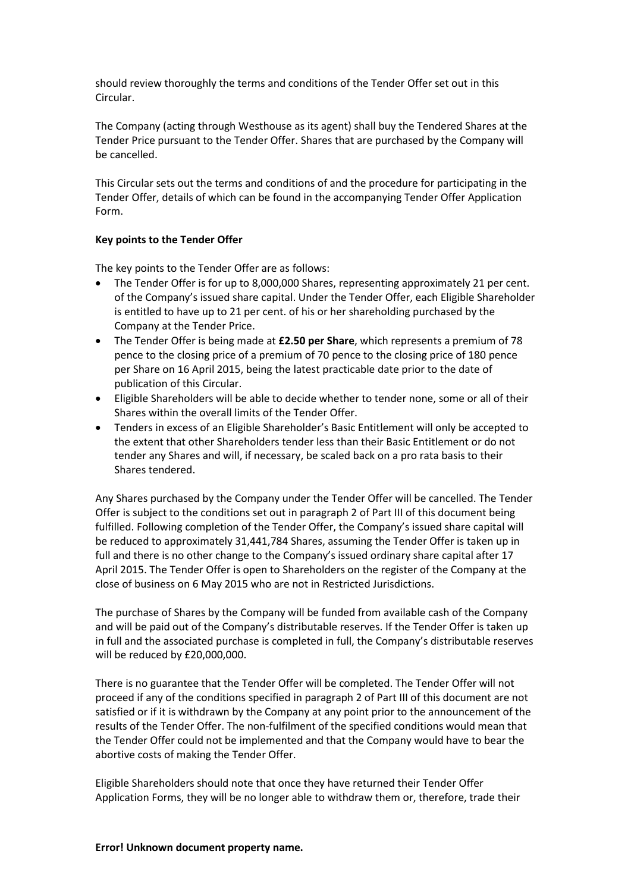should review thoroughly the terms and conditions of the Tender Offer set out in this Circular.

The Company (acting through Westhouse as its agent) shall buy the Tendered Shares at the Tender Price pursuant to the Tender Offer. Shares that are purchased by the Company will be cancelled.

This Circular sets out the terms and conditions of and the procedure for participating in the Tender Offer, details of which can be found in the accompanying Tender Offer Application Form.

**Key points to the Tender Offer**

The key points to the Tender Offer are as follows:

- The Tender Offer is for up to 8,000,000 Shares, representing approximately 21 per cent. of the Company's issued share capital. Under the Tender Offer, each Eligible Shareholder is entitled to have up to 21 per cent. of his or her shareholding purchased by the Company at the Tender Price.
- The Tender Offer is being made at **£2.50 per Share**, which represents a premium of 78 pence to the closing price of a premium of 70 pence to the closing price of 180 pence per Share on 16 April 2015, being the latest practicable date prior to the date of publication of this Circular.
- Eligible Shareholders will be able to decide whether to tender none, some or all of their Shares within the overall limits of the Tender Offer.
- Tenders in excess of an Eligible Shareholder's Basic Entitlement will only be accepted to the extent that other Shareholders tender less than their Basic Entitlement or do not tender any Shares and will, if necessary, be scaled back on a pro rata basis to their Shares tendered.

Any Shares purchased by the Company under the Tender Offer will be cancelled. The Tender Offer is subject to the conditions set out in paragraph 2 of Part III of this document being fulfilled. Following completion of the Tender Offer, the Company's issued share capital will be reduced to approximately 31,441,784 Shares, assuming the Tender Offer is taken up in full and there is no other change to the Company's issued ordinary share capital after 17 April 2015. The Tender Offer is open to Shareholders on the register of the Company at the close of business on 6 May 2015 who are not in Restricted Jurisdictions.

The purchase of Shares by the Company will be funded from available cash of the Company and will be paid out of the Company's distributable reserves. If the Tender Offer is taken up in full and the associated purchase is completed in full, the Company's distributable reserves will be reduced by £20,000,000.

There is no guarantee that the Tender Offer will be completed. The Tender Offer will not proceed if any of the conditions specified in paragraph 2 of Part III of this document are not satisfied or if it is withdrawn by the Company at any point prior to the announcement of the results of the Tender Offer. The non-fulfilment of the specified conditions would mean that the Tender Offer could not be implemented and that the Company would have to bear the abortive costs of making the Tender Offer.

Eligible Shareholders should note that once they have returned their Tender Offer Application Forms, they will be no longer able to withdraw them or, therefore, trade their

**Error! Unknown document property name.**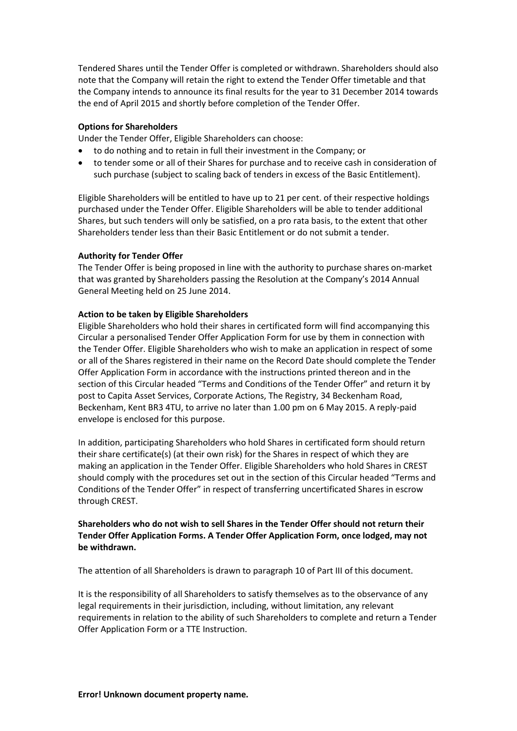Tendered Shares until the Tender Offer is completed or withdrawn. Shareholders should also note that the Company will retain the right to extend the Tender Offer timetable and that the Company intends to announce its final results for the year to 31 December 2014 towards the end of April 2015 and shortly before completion of the Tender Offer.

**Options for Shareholders**

Under the Tender Offer, Eligible Shareholders can choose:

- to do nothing and to retain in full their investment in the Company; or
- to tender some or all of their Shares for purchase and to receive cash in consideration of such purchase (subject to scaling back of tenders in excess of the Basic Entitlement).

Eligible Shareholders will be entitled to have up to 21 per cent. of their respective holdings purchased under the Tender Offer. Eligible Shareholders will be able to tender additional Shares, but such tenders will only be satisfied, on a pro rata basis, to the extent that other Shareholders tender less than their Basic Entitlement or do not submit a tender.

**Authority for Tender Offer**

The Tender Offer is being proposed in line with the authority to purchase shares on-market that was granted by Shareholders passing the Resolution at the Company's 2014 Annual General Meeting held on 25 June 2014.

**Action to be taken by Eligible Shareholders**

Eligible Shareholders who hold their shares in certificated form will find accompanying this Circular a personalised Tender Offer Application Form for use by them in connection with the Tender Offer. Eligible Shareholders who wish to make an application in respect of some or all of the Shares registered in their name on the Record Date should complete the Tender Offer Application Form in accordance with the instructions printed thereon and in the section of this Circular headed "Terms and Conditions of the Tender Offer" and return it by post to Capita Asset Services, Corporate Actions, The Registry, 34 Beckenham Road, Beckenham, Kent BR3 4TU, to arrive no later than 1.00 pm on 6 May 2015. A reply-paid envelope is enclosed for this purpose.

In addition, participating Shareholders who hold Shares in certificated form should return their share certificate(s) (at their own risk) for the Shares in respect of which they are making an application in the Tender Offer. Eligible Shareholders who hold Shares in CREST should comply with the procedures set out in the section of this Circular headed "Terms and Conditions of the Tender Offer" in respect of transferring uncertificated Shares in escrow through CREST.

**Shareholders who do not wish to sell Shares in the Tender Offer should not return their Tender Offer Application Forms. A Tender Offer Application Form, once lodged, may not be withdrawn.**

The attention of all Shareholders is drawn to paragraph 10 of Part III of this document.

It is the responsibility of all Shareholders to satisfy themselves as to the observance of any legal requirements in their jurisdiction, including, without limitation, any relevant requirements in relation to the ability of such Shareholders to complete and return a Tender Offer Application Form or a TTE Instruction.

**Error! Unknown document property name.**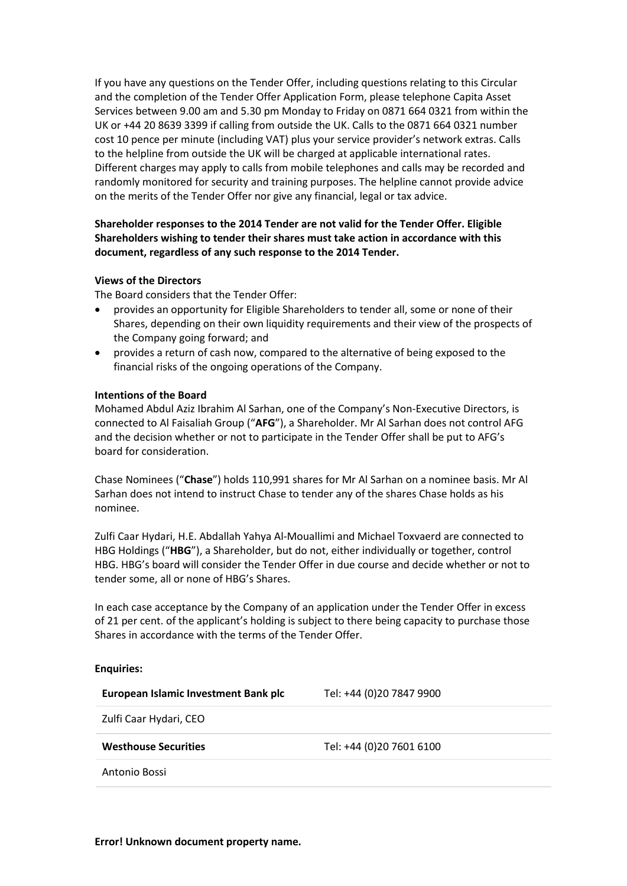If you have any questions on the Tender Offer, including questions relating to this Circular and the completion of the Tender Offer Application Form, please telephone Capita Asset Services between 9.00 am and 5.30 pm Monday to Friday on 0871 664 0321 from within the UK or +44 20 8639 3399 if calling from outside the UK. Calls to the 0871 664 0321 number cost 10 pence per minute (including VAT) plus your service provider's network extras. Calls to the helpline from outside the UK will be charged at applicable international rates. Different charges may apply to calls from mobile telephones and calls may be recorded and randomly monitored for security and training purposes. The helpline cannot provide advice on the merits of the Tender Offer nor give any financial, legal or tax advice.

**Shareholder responses to the 2014 Tender are not valid for the Tender Offer. Eligible Shareholders wishing to tender their shares must take action in accordance with this document, regardless of any such response to the 2014 Tender.**

**Views of the Directors**

The Board considers that the Tender Offer:

- provides an opportunity for Eligible Shareholders to tender all, some or none of their Shares, depending on their own liquidity requirements and their view of the prospects of the Company going forward; and
- provides a return of cash now, compared to the alternative of being exposed to the financial risks of the ongoing operations of the Company.

**Intentions of the Board**

Mohamed Abdul Aziz Ibrahim Al Sarhan, one of the Company's Non-Executive Directors, is connected to Al Faisaliah Group ("**AFG**"), a Shareholder. Mr Al Sarhan does not control AFG and the decision whether or not to participate in the Tender Offer shall be put to AFG's board for consideration.

Chase Nominees ("**Chase**") holds 110,991 shares for Mr Al Sarhan on a nominee basis. Mr Al Sarhan does not intend to instruct Chase to tender any of the shares Chase holds as his nominee.

Zulfi Caar Hydari, H.E. Abdallah Yahya Al-Mouallimi and Michael Toxvaerd are connected to HBG Holdings ("**HBG**"), a Shareholder, but do not, either individually or together, control HBG. HBG's board will consider the Tender Offer in due course and decide whether or not to tender some, all or none of HBG's Shares.

In each case acceptance by the Company of an application under the Tender Offer in excess of 21 per cent. of the applicant's holding is subject to there being capacity to purchase those Shares in accordance with the terms of the Tender Offer.

**Enquiries:**

| | |
|---|---|
| **European Islamic Investment Bank plc** | Tel: +44 (0)20 7847 9900 |
| Zulfi Caar Hydari, CEO | |
| **Westhouse Securities** | Tel: +44 (0)20 7601 6100 |
| Antonio Bossi | |

**Error! Unknown document property name.**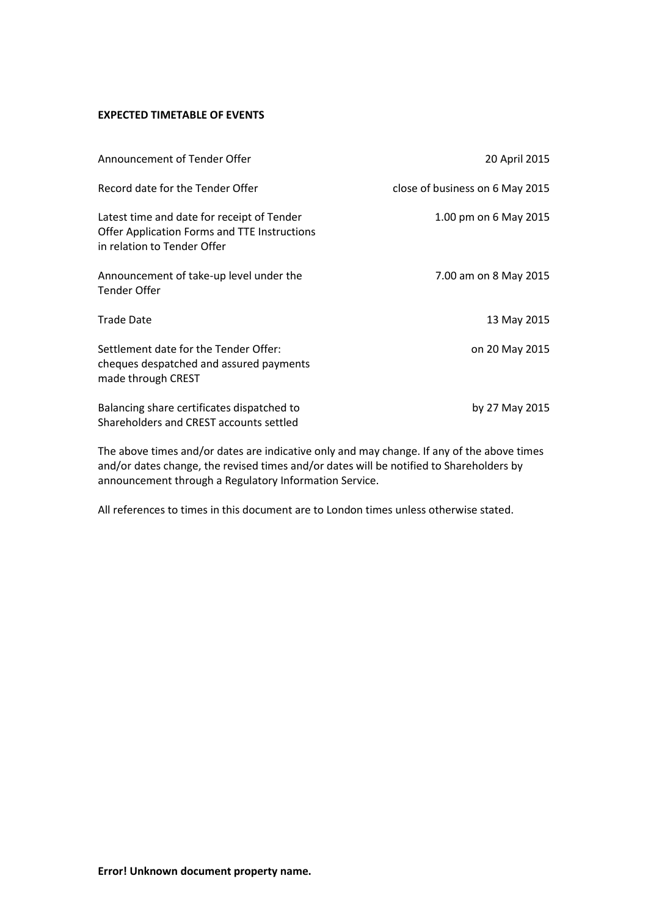**EXPECTED TIMETABLE OF EVENTS**

| | |
|---|---|
| Announcement of Tender Offer | 20 April 2015 |
| Record date for the Tender Offer | close of business on 6 May 2015 |
| Latest time and date for receipt of Tender Offer Application Forms and TTE Instructions in relation to Tender Offer | 1.00 pm on 6 May 2015 |
| Announcement of take-up level under the Tender Offer | 7.00 am on 8 May 2015 |
| Trade Date | 13 May 2015 |
| Settlement date for the Tender Offer: cheques despatched and assured payments made through CREST | on 20 May 2015 |
| Balancing share certificates dispatched to Shareholders and CREST accounts settled | by 27 May 2015 |

The above times and/or dates are indicative only and may change. If any of the above times and/or dates change, the revised times and/or dates will be notified to Shareholders by announcement through a Regulatory Information Service.

All references to times in this document are to London times unless otherwise stated.

**Error! Unknown document property name.**